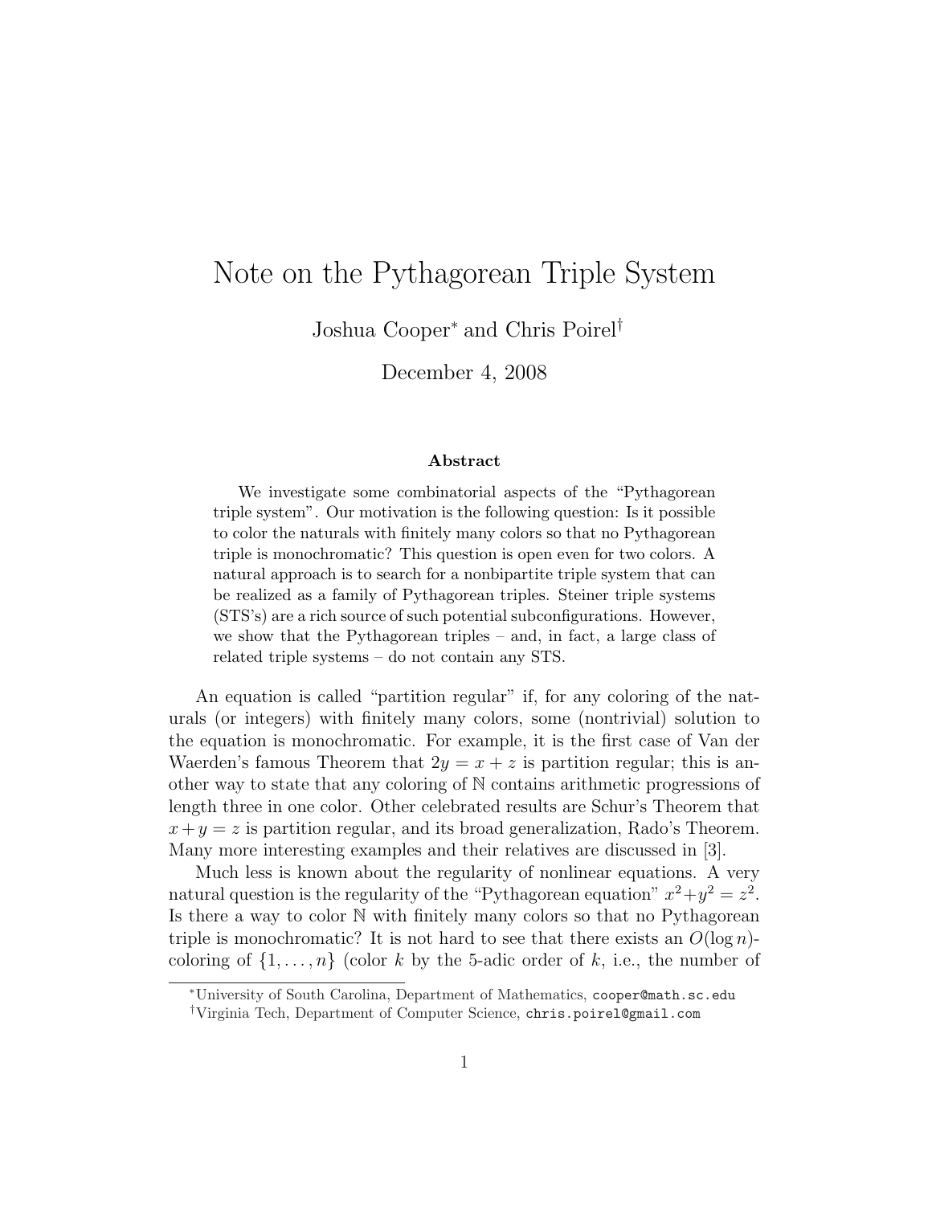# Note on the Pythagorean Triple System

Joshua Cooper[*] and Chris Poirel[†]

December 4, 2008

### Abstract

We investigate some combinatorial aspects of the "Pythagorean triple system". Our motivation is the following question: Is it possible to color the naturals with finitely many colors so that no Pythagorean triple is monochromatic? This question is open even for two colors. A natural approach is to search for a nonbipartite triple system that can be realized as a family of Pythagorean triples. Steiner triple systems (STS's) are a rich source of such potential subconfigurations. However, we show that the Pythagorean triples – and, in fact, a large class of related triple systems – do not contain any STS.

An equation is called "partition regular" if, for any coloring of the naturals (or integers) with finitely many colors, some (nontrivial) solution to the equation is monochromatic. For example, it is the first case of Van der Waerden's famous Theorem that $2y = x + z$ is partition regular; this is another way to state that any coloring of $\mathbb{N}$ contains arithmetic progressions of length three in one color. Other celebrated results are Schur's Theorem that $x + y = z$ is partition regular, and its broad generalization, Rado's Theorem. Many more interesting examples and their relatives are discussed in [3].

Much less is known about the regularity of nonlinear equations. A very natural question is the regularity of the "Pythagorean equation" $x^2+y^2 = z^2$. Is there a way to color $\mathbb{N}$ with finitely many colors so that no Pythagorean triple is monochromatic? It is not hard to see that there exists an $O(\log n)$-coloring of $\{1, \ldots, n\}$ (color $k$ by the 5-adic order of $k$, i.e., the number of

[*] University of South Carolina, Department of Mathematics, cooper@math.sc.edu

[†] Virginia Tech, Department of Computer Science, chris.poirel@gmail.com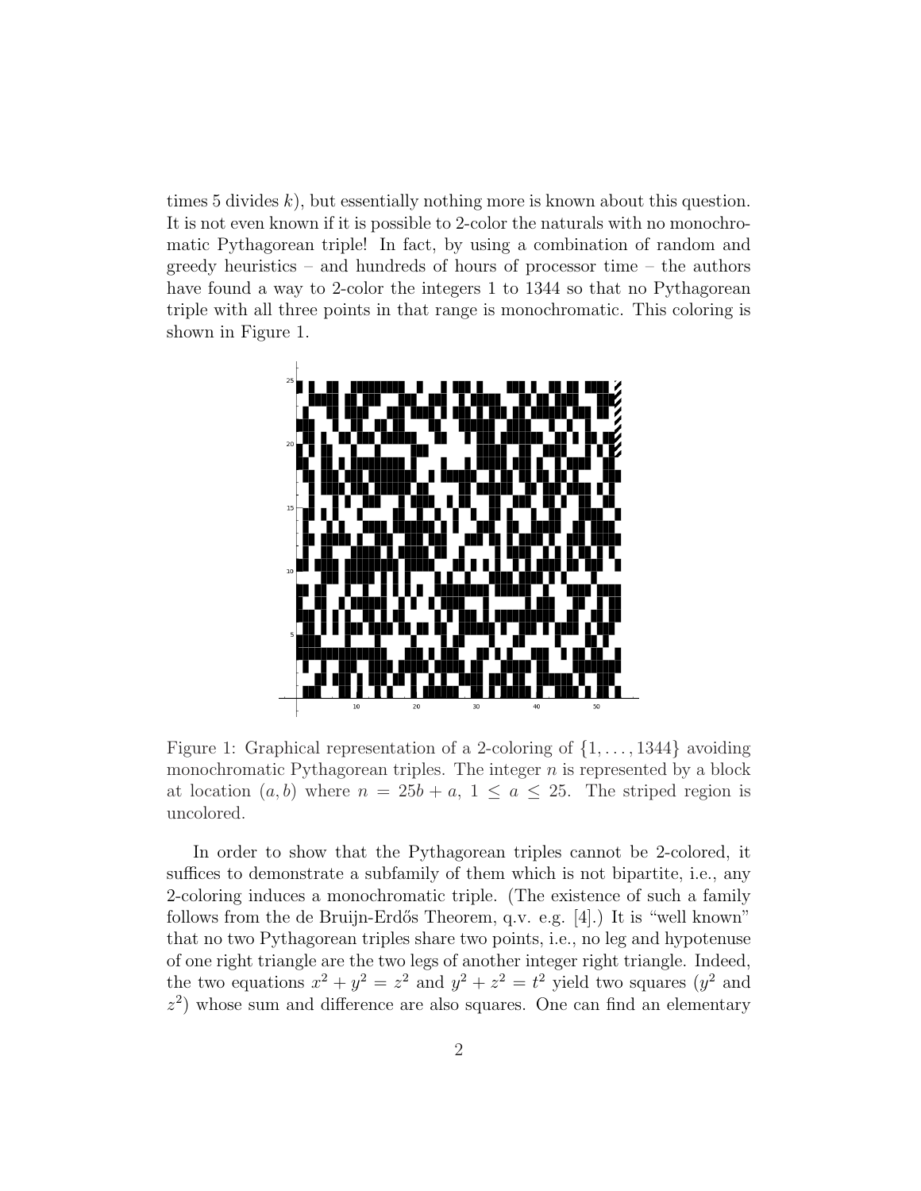times 5 divides $k$), but essentially nothing more is known about this question. It is not even known if it is possible to 2-color the naturals with no monochromatic Pythagorean triple! In fact, by using a combination of random and greedy heuristics – and hundreds of hours of processor time – the authors have found a way to 2-color the integers 1 to 1344 so that no Pythagorean triple with all three points in that range is monochromatic. This coloring is shown in Figure 1.

Figure 1: Graphical representation of a 2-coloring of $\{1, \ldots, 1344\}$ avoiding monochromatic Pythagorean triples. The integer $n$ is represented by a block at location $(a, b)$ where $n = 25b + a$, $1 \leq a \leq 25$. The striped region is uncolored.

In order to show that the Pythagorean triples cannot be 2-colored, it suffices to demonstrate a subfamily of them which is not bipartite, i.e., any 2-coloring induces a monochromatic triple. (The existence of such a family follows from the de Bruijn-Erdős Theorem, q.v. e.g. [4].) It is "well known" that no two Pythagorean triples share two points, i.e., no leg and hypotenuse of one right triangle are the two legs of another integer right triangle. Indeed, the two equations $x^2 + y^2 = z^2$ and $y^2 + z^2 = t^2$ yield two squares ($y^2$ and $z^2$) whose sum and difference are also squares. One can find an elementary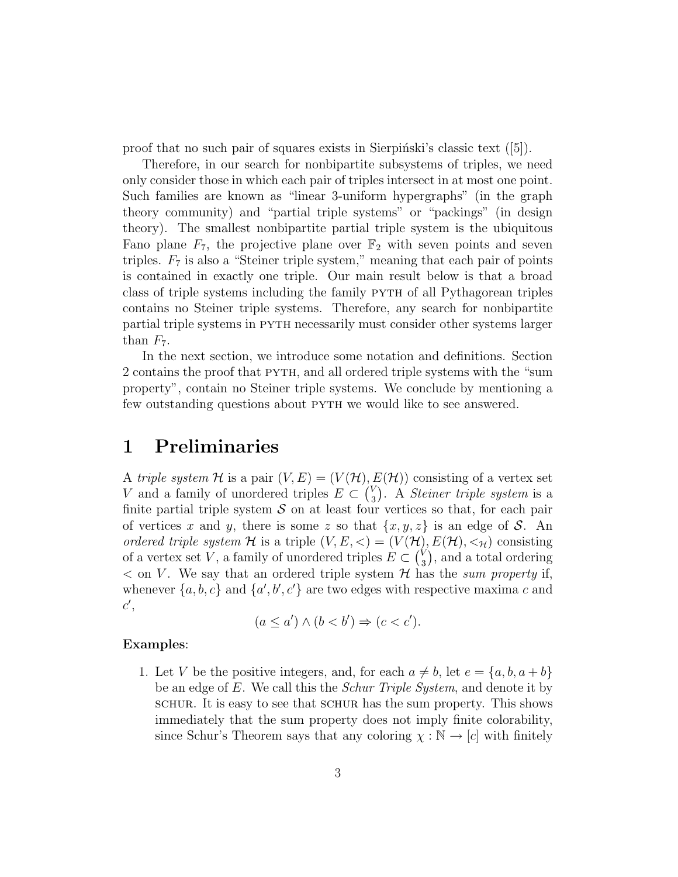proof that no such pair of squares exists in Sierpiński's classic text ([5]).

Therefore, in our search for nonbipartite subsystems of triples, we need only consider those in which each pair of triples intersect in at most one point. Such families are known as "linear 3-uniform hypergraphs" (in the graph theory community) and "partial triple systems" or "packings" (in design theory). The smallest nonbipartite partial triple system is the ubiquitous Fano plane $F_7$, the projective plane over $\mathbb{F}_2$ with seven points and seven triples. $F_7$ is also a "Steiner triple system," meaning that each pair of points is contained in exactly one triple. Our main result below is that a broad class of triple systems including the family PYTH of all Pythagorean triples contains no Steiner triple systems. Therefore, any search for nonbipartite partial triple systems in PYTH necessarily must consider other systems larger than $F_7$.

In the next section, we introduce some notation and definitions. Section 2 contains the proof that PYTH, and all ordered triple systems with the "sum property", contain no Steiner triple systems. We conclude by mentioning a few outstanding questions about PYTH we would like to see answered.

# 1 Preliminaries

A *triple system* $\mathcal{H}$ is a pair $(V, E) = (V(\mathcal{H}), E(\mathcal{H}))$ consisting of a vertex set $V$ and a family of unordered triples $E \subset \binom{V}{3}$. A *Steiner triple system* is a finite partial triple system $\mathcal{S}$ on at least four vertices so that, for each pair of vertices $x$ and $y$, there is some $z$ so that $\{x, y, z\}$ is an edge of $\mathcal{S}$. An *ordered triple system* $\mathcal{H}$ is a triple $(V, E, <) = (V(\mathcal{H}), E(\mathcal{H}), <_{\mathcal{H}})$ consisting of a vertex set $V$, a family of unordered triples $E \subset \binom{V}{3}$, and a total ordering $<$ on $V$. We say that an ordered triple system $\mathcal{H}$ has the *sum property* if, whenever $\{a, b, c\}$ and $\{a', b', c'\}$ are two edges with respective maxima $c$ and $c'$,

$$(a \leq a') \wedge (b < b') \Rightarrow (c < c').$$

**Examples**:

1. Let $V$ be the positive integers, and, for each $a \neq b$, let $e = \{a, b, a + b\}$ be an edge of $E$. We call this the *Schur Triple System*, and denote it by SCHUR. It is easy to see that SCHUR has the sum property. This shows immediately that the sum property does not imply finite colorability, since Schur's Theorem says that any coloring $\chi : \mathbb{N} \to [c]$ with finitely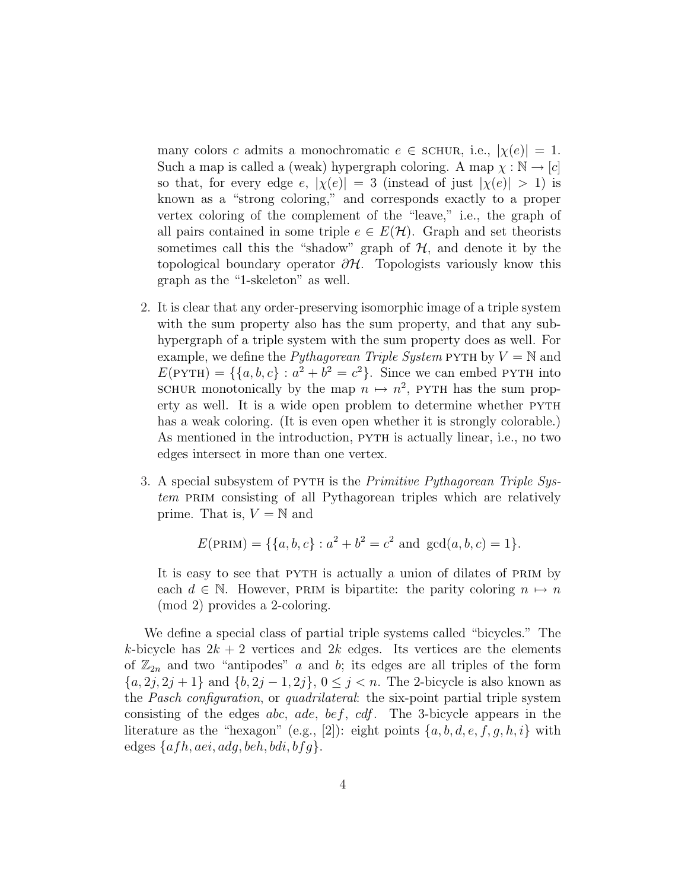many colors $c$ admits a monochromatic $e \in$ SCHUR, i.e., $|\chi(e)| = 1$. Such a map is called a (weak) hypergraph coloring. A map $\chi : \mathbb{N} \to [c]$ so that, for every edge $e$, $|\chi(e)| = 3$ (instead of just $|\chi(e)| > 1$) is known as a "strong coloring," and corresponds exactly to a proper vertex coloring of the complement of the "leave," i.e., the graph of all pairs contained in some triple $e \in E(\mathcal{H})$. Graph and set theorists sometimes call this the "shadow" graph of $\mathcal{H}$, and denote it by the topological boundary operator $\partial\mathcal{H}$. Topologists variously know this graph as the "1-skeleton" as well.

2. It is clear that any order-preserving isomorphic image of a triple system with the sum property also has the sum property, and that any subhypergraph of a triple system with the sum property does as well. For example, we define the *Pythagorean Triple System* PYTH by $V = \mathbb{N}$ and $E(\text{PYTH}) = \{\{a, b, c\} : a^2 + b^2 = c^2\}$. Since we can embed PYTH into SCHUR monotonically by the map $n \mapsto n^2$, PYTH has the sum property as well. It is a wide open problem to determine whether PYTH has a weak coloring. (It is even open whether it is strongly colorable.) As mentioned in the introduction, PYTH is actually linear, i.e., no two edges intersect in more than one vertex.

3. A special subsystem of PYTH is the *Primitive Pythagorean Triple System* PRIM consisting of all Pythagorean triples which are relatively prime. That is, $V = \mathbb{N}$ and

$$E(\text{PRIM}) = \{\{a, b, c\} : a^2 + b^2 = c^2 \text{ and } \gcd(a, b, c) = 1\}.$$

It is easy to see that PYTH is actually a union of dilates of PRIM by each $d \in \mathbb{N}$. However, PRIM is bipartite: the parity coloring $n \mapsto n \pmod 2$ provides a 2-coloring.

We define a special class of partial triple systems called "bicycles." The $k$-bicycle has $2k + 2$ vertices and $2k$ edges. Its vertices are the elements of $\mathbb{Z}_{2n}$ and two "antipodes" $a$ and $b$; its edges are all triples of the form $\{a, 2j, 2j + 1\}$ and $\{b, 2j - 1, 2j\}$, $0 \le j < n$. The 2-bicycle is also known as the *Pasch configuration*, or *quadrilateral*: the six-point partial triple system consisting of the edges $abc$, $ade$, $bef$, $cdf$. The 3-bicycle appears in the literature as the "hexagon" (e.g., [2]): eight points $\{a, b, d, e, f, g, h, i\}$ with edges $\{afh, aei, adg, beh, bdi, bfg\}$.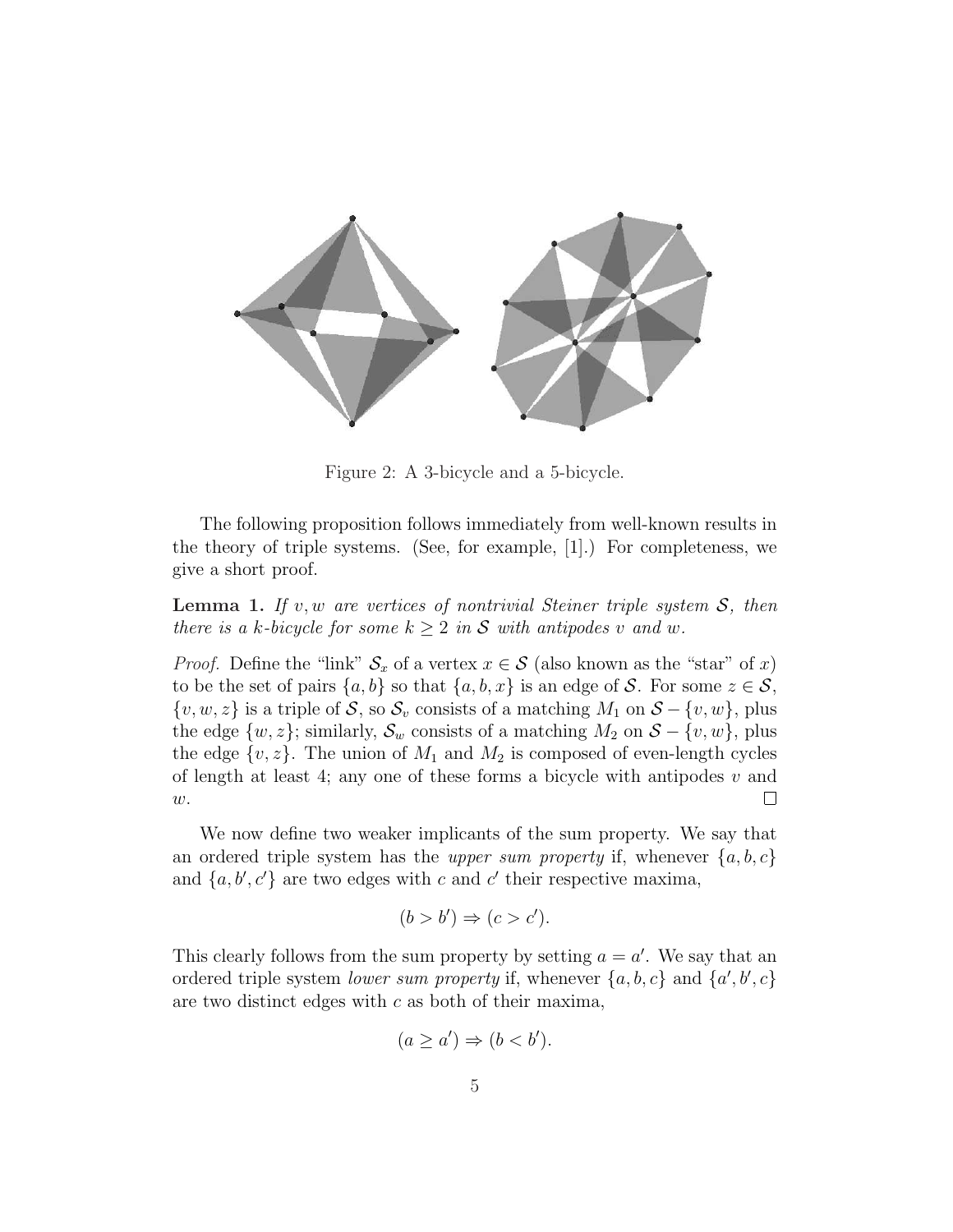Figure 2: A 3-bicycle and a 5-bicycle.

The following proposition follows immediately from well-known results in the theory of triple systems. (See, for example, [1].) For completeness, we give a short proof.

**Lemma 1.** *If $v, w$ are vertices of nontrivial Steiner triple system $\mathcal{S}$, then there is a $k$-bicycle for some $k \geq 2$ in $\mathcal{S}$ with antipodes $v$ and $w$.*

*Proof.* Define the "link" $\mathcal{S}_x$ of a vertex $x \in \mathcal{S}$ (also known as the "star" of $x$) to be the set of pairs $\{a, b\}$ so that $\{a, b, x\}$ is an edge of $\mathcal{S}$. For some $z \in \mathcal{S}$, $\{v, w, z\}$ is a triple of $\mathcal{S}$, so $\mathcal{S}_v$ consists of a matching $M_1$ on $\mathcal{S} - \{v, w\}$, plus the edge $\{w, z\}$; similarly, $\mathcal{S}_w$ consists of a matching $M_2$ on $\mathcal{S} - \{v, w\}$, plus the edge $\{v, z\}$. The union of $M_1$ and $M_2$ is composed of even-length cycles of length at least 4; any one of these forms a bicycle with antipodes $v$ and $w$. $\square$

We now define two weaker implicants of the sum property. We say that an ordered triple system has the *upper sum property* if, whenever $\{a, b, c\}$ and $\{a, b', c'\}$ are two edges with $c$ and $c'$ their respective maxima,

$$(b > b') \Rightarrow (c > c').$$

This clearly follows from the sum property by setting $a = a'$. We say that an ordered triple system *lower sum property* if, whenever $\{a, b, c\}$ and $\{a', b', c\}$ are two distinct edges with $c$ as both of their maxima,

$$(a \geq a') \Rightarrow (b < b').$$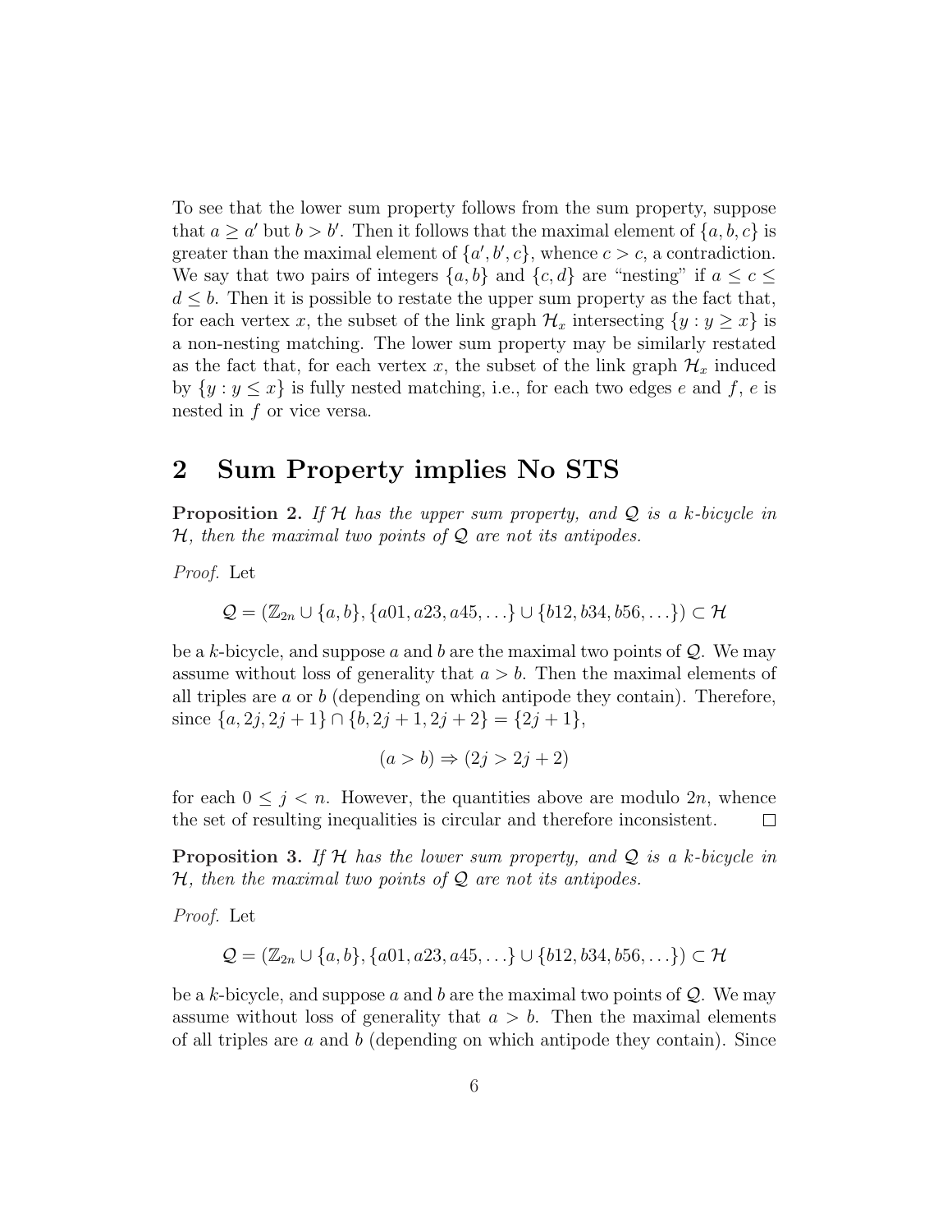To see that the lower sum property follows from the sum property, suppose that $a \geq a'$ but $b > b'$. Then it follows that the maximal element of $\{a, b, c\}$ is greater than the maximal element of $\{a', b', c\}$, whence $c > c$, a contradiction. We say that two pairs of integers $\{a, b\}$ and $\{c, d\}$ are "nesting" if $a \leq c \leq d \leq b$. Then it is possible to restate the upper sum property as the fact that, for each vertex $x$, the subset of the link graph $\mathcal{H}_x$ intersecting $\{y : y \geq x\}$ is a non-nesting matching. The lower sum property may be similarly restated as the fact that, for each vertex $x$, the subset of the link graph $\mathcal{H}_x$ induced by $\{y : y \leq x\}$ is fully nested matching, i.e., for each two edges $e$ and $f$, $e$ is nested in $f$ or vice versa.

## 2 Sum Property implies No STS

**Proposition 2.** *If $\mathcal{H}$ has the upper sum property, and $\mathcal{Q}$ is a $k$-bicycle in $\mathcal{H}$, then the maximal two points of $\mathcal{Q}$ are not its antipodes.*

*Proof.* Let

$$\mathcal{Q} = (\mathbb{Z}_{2n} \cup \{a, b\}, \{a01, a23, a45, \ldots\} \cup \{b12, b34, b56, \ldots\}) \subset \mathcal{H}$$

be a $k$-bicycle, and suppose $a$ and $b$ are the maximal two points of $\mathcal{Q}$. We may assume without loss of generality that $a > b$. Then the maximal elements of all triples are $a$ or $b$ (depending on which antipode they contain). Therefore, since $\{a, 2j, 2j+1\} \cap \{b, 2j+1, 2j+2\} = \{2j+1\}$,

$$(a > b) \Rightarrow (2j > 2j + 2)$$

for each $0 \leq j < n$. However, the quantities above are modulo $2n$, whence the set of resulting inequalities is circular and therefore inconsistent. $\square$

**Proposition 3.** *If $\mathcal{H}$ has the lower sum property, and $\mathcal{Q}$ is a $k$-bicycle in $\mathcal{H}$, then the maximal two points of $\mathcal{Q}$ are not its antipodes.*

*Proof.* Let

$$\mathcal{Q} = (\mathbb{Z}_{2n} \cup \{a, b\}, \{a01, a23, a45, \ldots\} \cup \{b12, b34, b56, \ldots\}) \subset \mathcal{H}$$

be a $k$-bicycle, and suppose $a$ and $b$ are the maximal two points of $\mathcal{Q}$. We may assume without loss of generality that $a > b$. Then the maximal elements of all triples are $a$ and $b$ (depending on which antipode they contain). Since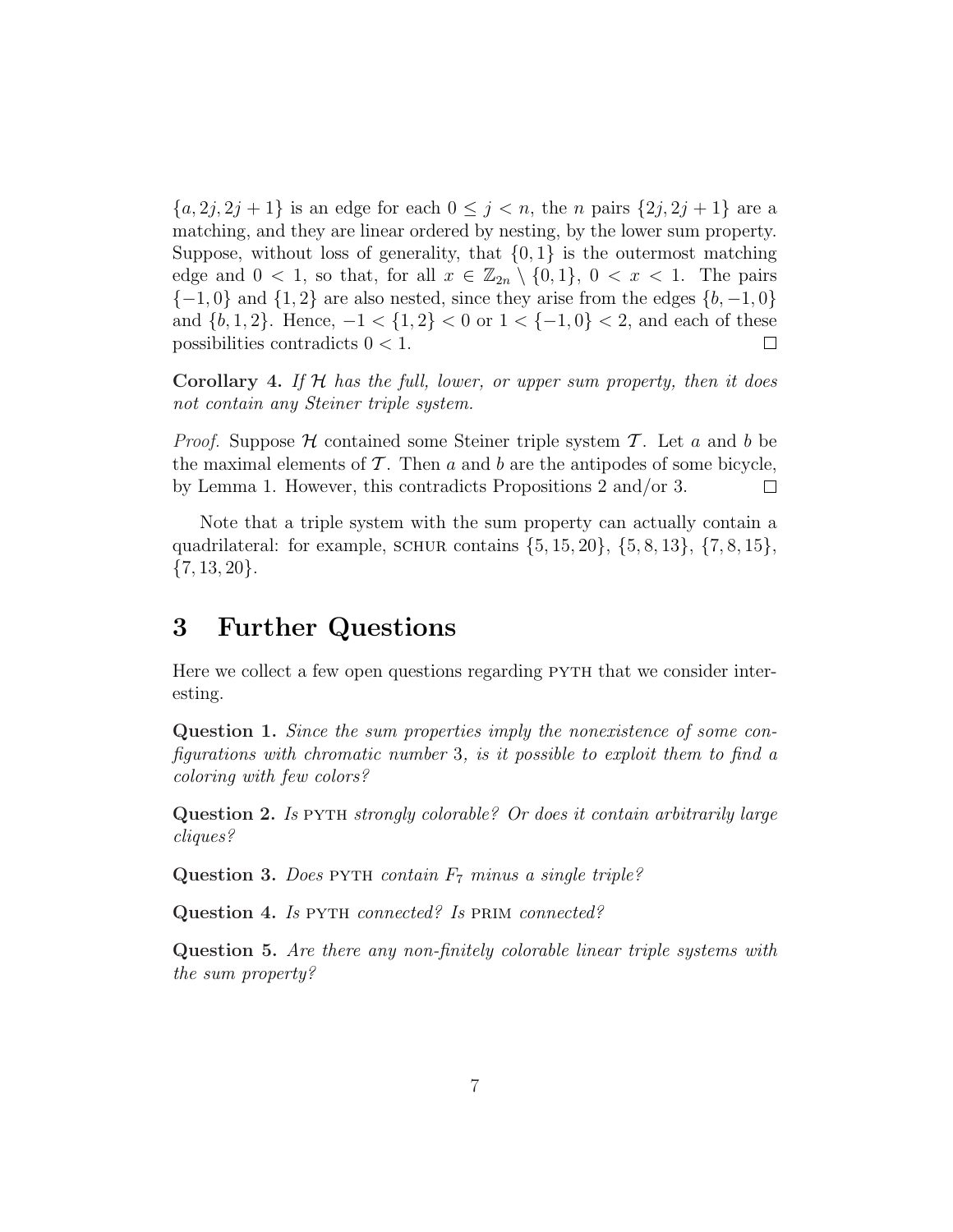$\{a, 2j, 2j+1\}$ is an edge for each $0 \le j < n$, the $n$ pairs $\{2j, 2j+1\}$ are a matching, and they are linear ordered by nesting, by the lower sum property. Suppose, without loss of generality, that $\{0, 1\}$ is the outermost matching edge and $0 < 1$, so that, for all $x \in \mathbb{Z}_{2n} \setminus \{0, 1\}$, $0 < x < 1$. The pairs $\{-1, 0\}$ and $\{1, 2\}$ are also nested, since they arise from the edges $\{b, -1, 0\}$ and $\{b, 1, 2\}$. Hence, $-1 < \{1, 2\} < 0$ or $1 < \{-1, 0\} < 2$, and each of these possibilities contradicts $0 < 1$. □

**Corollary 4.** *If $\mathcal{H}$ has the full, lower, or upper sum property, then it does not contain any Steiner triple system.*

*Proof.* Suppose $\mathcal{H}$ contained some Steiner triple system $\mathcal{T}$. Let $a$ and $b$ be the maximal elements of $\mathcal{T}$. Then $a$ and $b$ are the antipodes of some bicycle, by Lemma 1. However, this contradicts Propositions 2 and/or 3. □

Note that a triple system with the sum property can actually contain a quadrilateral: for example, SCHUR contains $\{5, 15, 20\}$, $\{5, 8, 13\}$, $\{7, 8, 15\}$, $\{7, 13, 20\}$.

# 3 Further Questions

Here we collect a few open questions regarding PYTH that we consider interesting.

**Question 1.** *Since the sum properties imply the nonexistence of some configurations with chromatic number 3, is it possible to exploit them to find a coloring with few colors?*

**Question 2.** *Is PYTH strongly colorable? Or does it contain arbitrarily large cliques?*

**Question 3.** *Does PYTH contain $F_7$ minus a single triple?*

**Question 4.** *Is PYTH connected? Is PRIM connected?*

**Question 5.** *Are there any non-finitely colorable linear triple systems with the sum property?*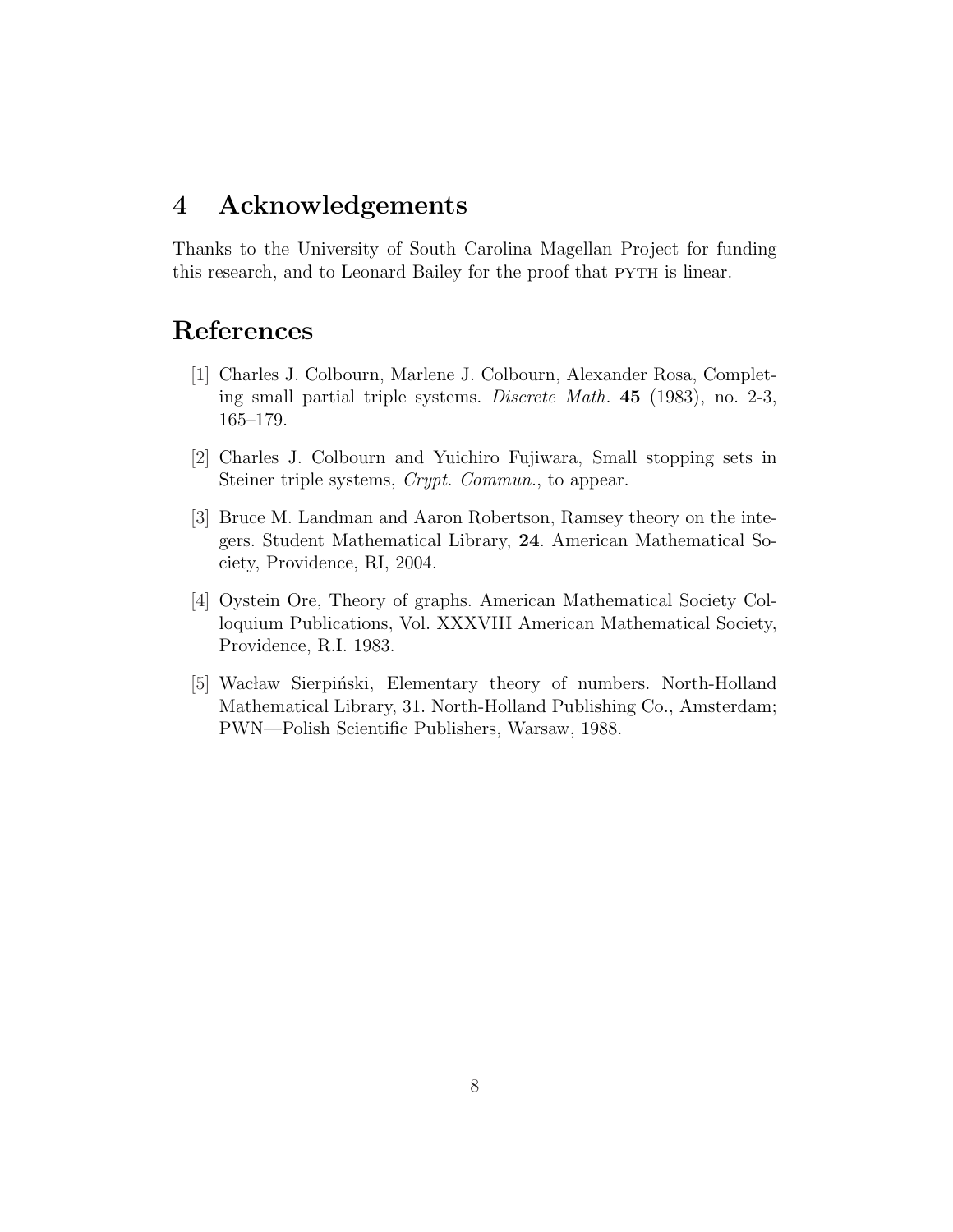## 4 Acknowledgements

Thanks to the University of South Carolina Magellan Project for funding this research, and to Leonard Bailey for the proof that PYTH is linear.

## References

[1] Charles J. Colbourn, Marlene J. Colbourn, Alexander Rosa, Completing small partial triple systems. *Discrete Math.* **45** (1983), no. 2-3, 165–179.

[2] Charles J. Colbourn and Yuichiro Fujiwara, Small stopping sets in Steiner triple systems, *Crypt. Commun.*, to appear.

[3] Bruce M. Landman and Aaron Robertson, Ramsey theory on the integers. Student Mathematical Library, **24**. American Mathematical Society, Providence, RI, 2004.

[4] Oystein Ore, Theory of graphs. American Mathematical Society Colloquium Publications, Vol. XXXVIII American Mathematical Society, Providence, R.I. 1983.

[5] Wacław Sierpiński, Elementary theory of numbers. North-Holland Mathematical Library, 31. North-Holland Publishing Co., Amsterdam; PWN—Polish Scientific Publishers, Warsaw, 1988.